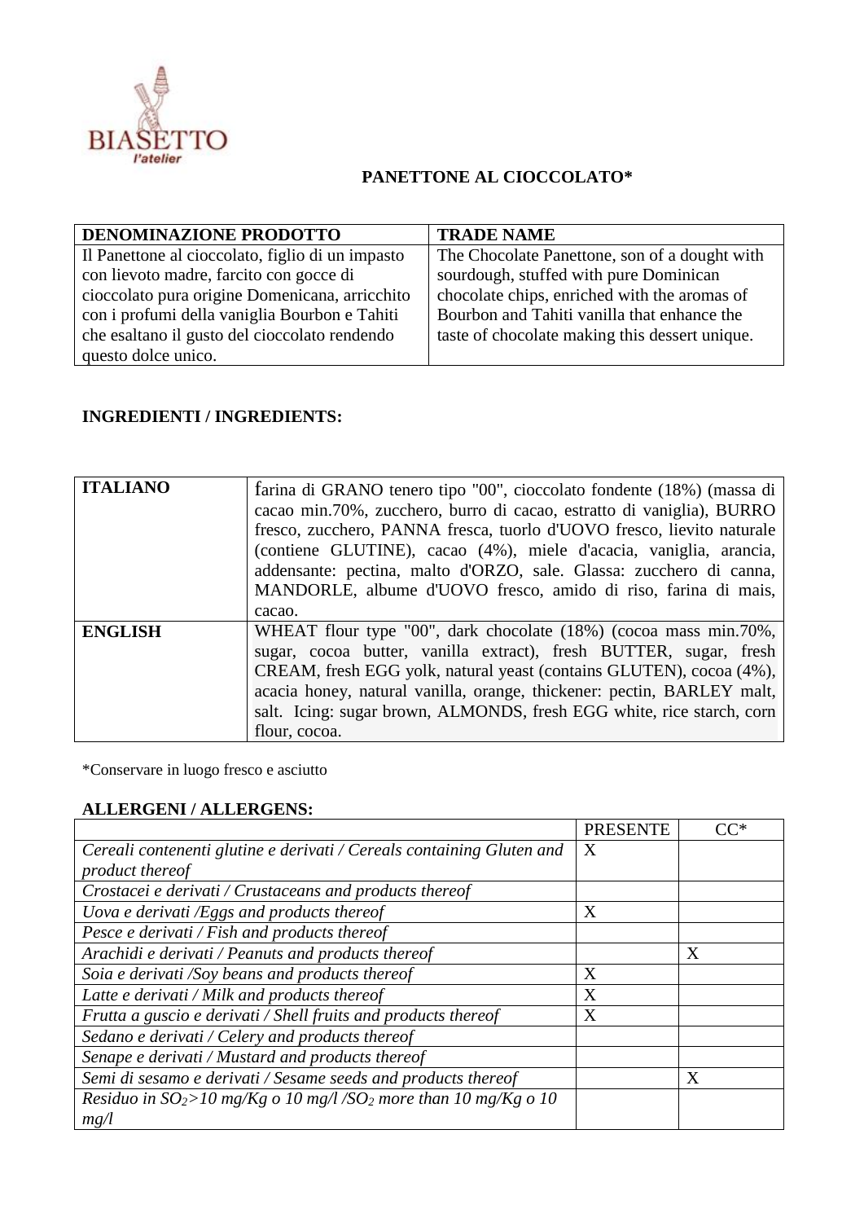BIASETTO
l'atelier

## PANETTONE AL CIOCCOLATO*

| DENOMINAZIONE PRODOTTO | TRADE NAME |
| --- | --- |
| Il Panettone al cioccolato, figlio di un impasto con lievoto madre, farcito con gocce di cioccolato pura origine Domenicana, arricchito con i profumi della vaniglia Bourbon e Tahiti che esaltano il gusto del cioccolato rendendo questo dolce unico. | The Chocolate Panettone, son of a dought with sourdough, stuffed with pure Dominican chocolate chips, enriched with the aromas of Bourbon and Tahiti vanilla that enhance the taste of chocolate making this dessert unique. |

### INGREDIENTI / INGREDIENTS:

| | |
| --- | --- |
| **ITALIANO** | farina di GRANO tenero tipo "00", cioccolato fondente (18%) (massa di cacao min.70%, zucchero, burro di cacao, estratto di vaniglia), BURRO fresco, zucchero, PANNA fresca, tuorlo d'UOVO fresco, lievito naturale (contiene GLUTINE), cacao (4%), miele d'acacia, vaniglia, arancia, addensante: pectina, malto d'ORZO, sale. Glassa: zucchero di canna, MANDORLE, albume d'UOVO fresco, amido di riso, farina di mais, cacao. |
| **ENGLISH** | WHEAT flour type "00", dark chocolate (18%) (cocoa mass min.70%, sugar, cocoa butter, vanilla extract), fresh BUTTER, sugar, fresh CREAM, fresh EGG yolk, natural yeast (contains GLUTEN), cocoa (4%), acacia honey, natural vanilla, orange, thickener: pectin, BARLEY malt, salt. Icing: sugar brown, ALMONDS, fresh EGG white, rice starch, corn flour, cocoa. |

*Conservare in luogo fresco e asciutto

### ALLERGENI / ALLERGENS:

| | PRESENTE | CC* |
| --- | --- | --- |
| *Cereali contenenti glutine e derivati / Cereals containing Gluten and product thereof* | X | |
| *Crostacei e derivati / Crustaceans and products thereof* | | |
| *Uova e derivati /Eggs and products thereof* | X | |
| *Pesce e derivati / Fish and products thereof* | | |
| *Arachidi e derivati / Peanuts and products thereof* | | X |
| *Soia e derivati /Soy beans and products thereof* | X | |
| *Latte e derivati / Milk and products thereof* | X | |
| *Frutta a guscio e derivati / Shell fruits and products thereof* | X | |
| *Sedano e derivati / Celery and products thereof* | | |
| *Senape e derivati / Mustard and products thereof* | | |
| *Semi di sesamo e derivati / Sesame seeds and products thereof* | | X |
| *Residuo in $SO_2$>10 mg/Kg o 10 mg/l /$SO_2$ more than 10 mg/Kg o 10 mg/l* | | |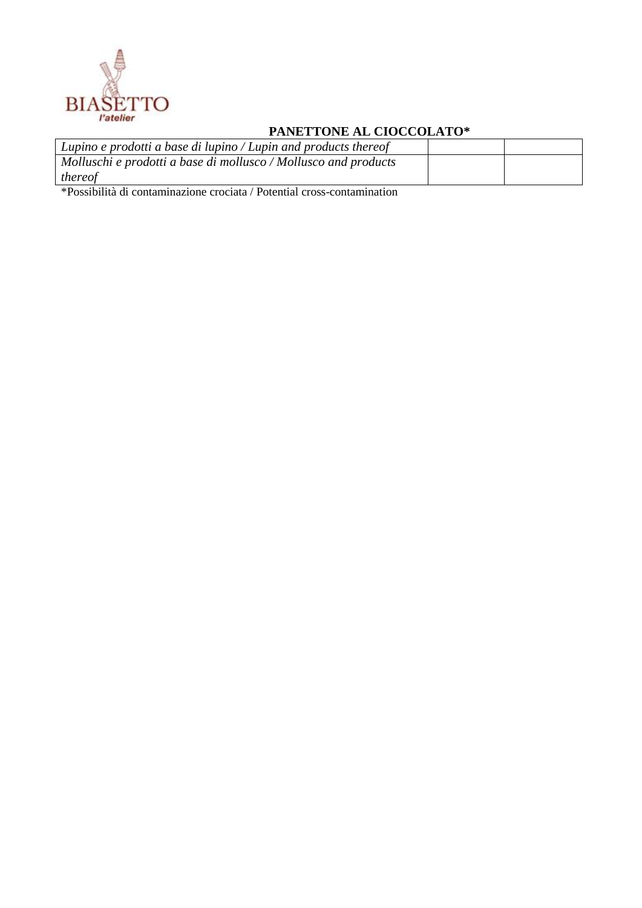**PANETTONE AL CIOCCOLATO***

| | | |
|---|---|---|
| *Lupino e prodotti a base di lupino / Lupin and products thereof* | | |
| *Molluschi e prodotti a base di mollusco / Mollusco and products thereof* | | |

*Possibilità di contaminazione crociata / Potential cross-contamination